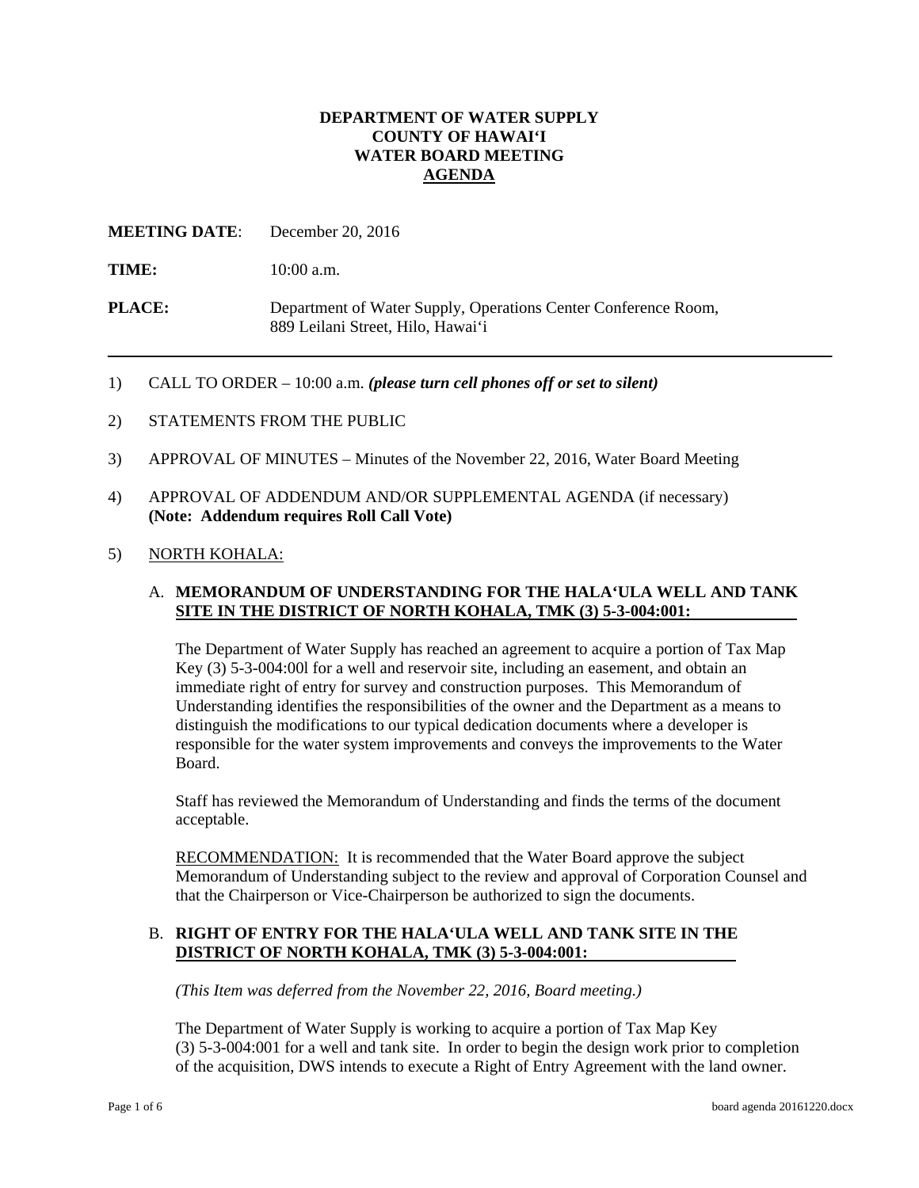# DEPARTMENT OF WATER SUPPLY
# COUNTY OF HAWAIʻI
# WATER BOARD MEETING
# AGENDA

**MEETING DATE**: December 20, 2016

**TIME:** 10:00 a.m.

**PLACE:** Department of Water Supply, Operations Center Conference Room, 889 Leilani Street, Hilo, Hawaiʻi

---

1) CALL TO ORDER – 10:00 a.m. ***(please turn cell phones off or set to silent)***

2) STATEMENTS FROM THE PUBLIC

3) APPROVAL OF MINUTES – Minutes of the November 22, 2016, Water Board Meeting

4) APPROVAL OF ADDENDUM AND/OR SUPPLEMENTAL AGENDA (if necessary) **(Note: Addendum requires Roll Call Vote)**

5) NORTH KOHALA:

A. **MEMORANDUM OF UNDERSTANDING FOR THE HALAʻULA WELL AND TANK SITE IN THE DISTRICT OF NORTH KOHALA, TMK (3) 5-3-004:001:**

The Department of Water Supply has reached an agreement to acquire a portion of Tax Map Key (3) 5-3-004:00l for a well and reservoir site, including an easement, and obtain an immediate right of entry for survey and construction purposes. This Memorandum of Understanding identifies the responsibilities of the owner and the Department as a means to distinguish the modifications to our typical dedication documents where a developer is responsible for the water system improvements and conveys the improvements to the Water Board.

Staff has reviewed the Memorandum of Understanding and finds the terms of the document acceptable.

RECOMMENDATION: It is recommended that the Water Board approve the subject Memorandum of Understanding subject to the review and approval of Corporation Counsel and that the Chairperson or Vice-Chairperson be authorized to sign the documents.

B. **RIGHT OF ENTRY FOR THE HALAʻULA WELL AND TANK SITE IN THE DISTRICT OF NORTH KOHALA, TMK (3) 5-3-004:001:**

*(This Item was deferred from the November 22, 2016, Board meeting.)*

The Department of Water Supply is working to acquire a portion of Tax Map Key (3) 5-3-004:001 for a well and tank site. In order to begin the design work prior to completion of the acquisition, DWS intends to execute a Right of Entry Agreement with the land owner.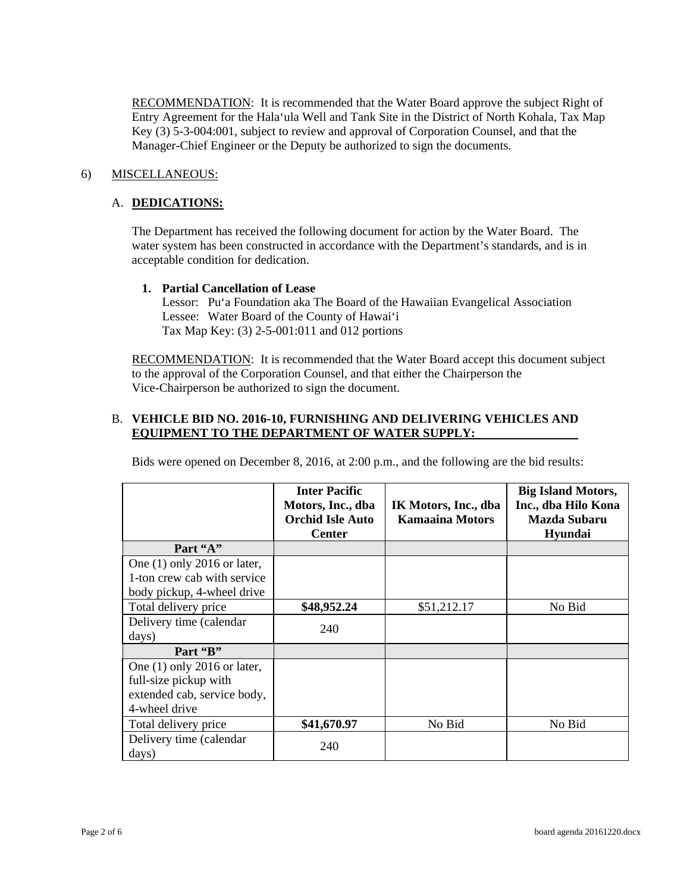RECOMMENDATION: It is recommended that the Water Board approve the subject Right of Entry Agreement for the Hala'ula Well and Tank Site in the District of North Kohala, Tax Map Key (3) 5-3-004:001, subject to review and approval of Corporation Counsel, and that the Manager-Chief Engineer or the Deputy be authorized to sign the documents.

6) MISCELLANEOUS:

A. **DEDICATIONS:**

The Department has received the following document for action by the Water Board. The water system has been constructed in accordance with the Department's standards, and is in acceptable condition for dedication.

**1. Partial Cancellation of Lease**
Lessor: Pu'a Foundation aka The Board of the Hawaiian Evangelical Association
Lessee: Water Board of the County of Hawai'i
Tax Map Key: (3) 2-5-001:011 and 012 portions

RECOMMENDATION: It is recommended that the Water Board accept this document subject to the approval of the Corporation Counsel, and that either the Chairperson the Vice-Chairperson be authorized to sign the document.

B. **VEHICLE BID NO. 2016-10, FURNISHING AND DELIVERING VEHICLES AND EQUIPMENT TO THE DEPARTMENT OF WATER SUPPLY:**

Bids were opened on December 8, 2016, at 2:00 p.m., and the following are the bid results:

| | **Inter Pacific Motors, Inc., dba Orchid Isle Auto Center** | **IK Motors, Inc., dba Kamaaina Motors** | **Big Island Motors, Inc., dba Hilo Kona Mazda Subaru Hyundai** |
|---|---|---|---|
| **Part "A"** | | | |
| One (1) only 2016 or later, 1-ton crew cab with service body pickup, 4-wheel drive | | | |
| Total delivery price | **$48,952.24** | $51,212.17 | No Bid |
| Delivery time (calendar days) | 240 | | |
| **Part "B"** | | | |
| One (1) only 2016 or later, full-size pickup with extended cab, service body, 4-wheel drive | | | |
| Total delivery price | **$41,670.97** | No Bid | No Bid |
| Delivery time (calendar days) | 240 | | |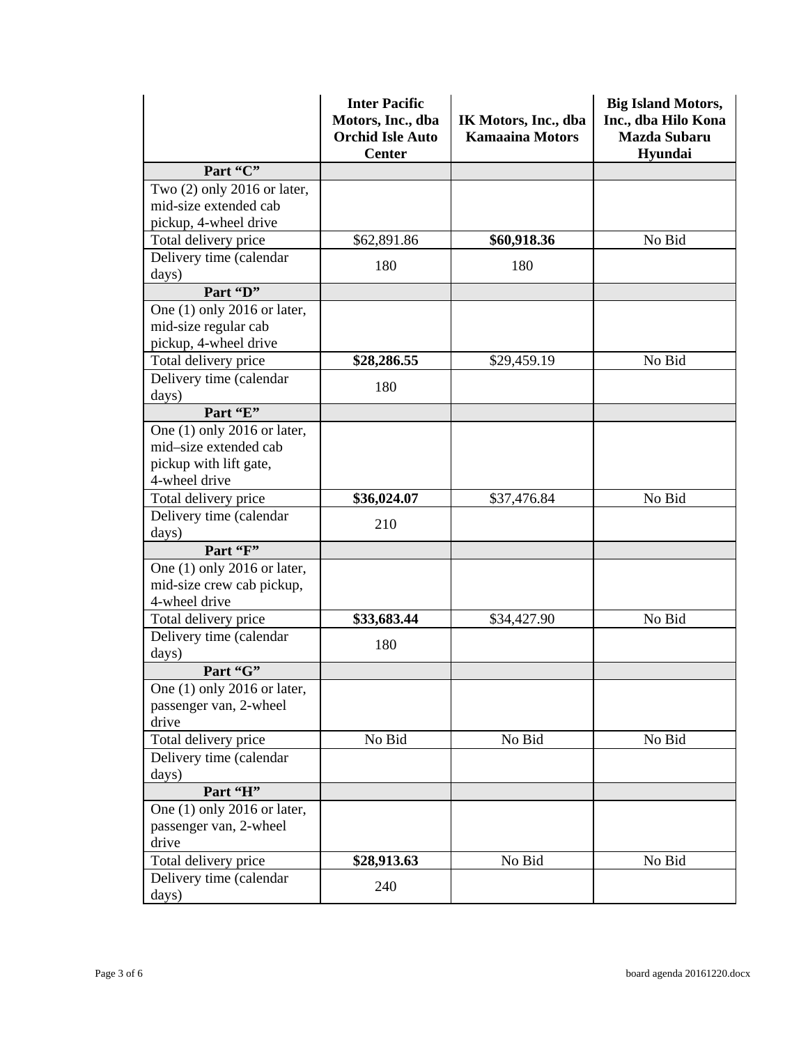| | **Inter Pacific Motors, Inc., dba Orchid Isle Auto Center** | **IK Motors, Inc., dba Kamaaina Motors** | **Big Island Motors, Inc., dba Hilo Kona Mazda Subaru Hyundai** |
|---|---|---|---|
| **Part "C"** | | | |
| Two (2) only 2016 or later, mid-size extended cab pickup, 4-wheel drive | | | |
| Total delivery price | $62,891.86 | **$60,918.36** | No Bid |
| Delivery time (calendar days) | 180 | 180 | |
| **Part "D"** | | | |
| One (1) only 2016 or later, mid-size regular cab pickup, 4-wheel drive | | | |
| Total delivery price | **$28,286.55** | $29,459.19 | No Bid |
| Delivery time (calendar days) | 180 | | |
| **Part "E"** | | | |
| One (1) only 2016 or later, mid–size extended cab pickup with lift gate, 4-wheel drive | | | |
| Total delivery price | **$36,024.07** | $37,476.84 | No Bid |
| Delivery time (calendar days) | 210 | | |
| **Part "F"** | | | |
| One (1) only 2016 or later, mid-size crew cab pickup, 4-wheel drive | | | |
| Total delivery price | **$33,683.44** | $34,427.90 | No Bid |
| Delivery time (calendar days) | 180 | | |
| **Part "G"** | | | |
| One (1) only 2016 or later, passenger van, 2-wheel drive | | | |
| Total delivery price | No Bid | No Bid | No Bid |
| Delivery time (calendar days) | | | |
| **Part "H"** | | | |
| One (1) only 2016 or later, passenger van, 2-wheel drive | | | |
| Total delivery price | **$28,913.63** | No Bid | No Bid |
| Delivery time (calendar days) | 240 | | |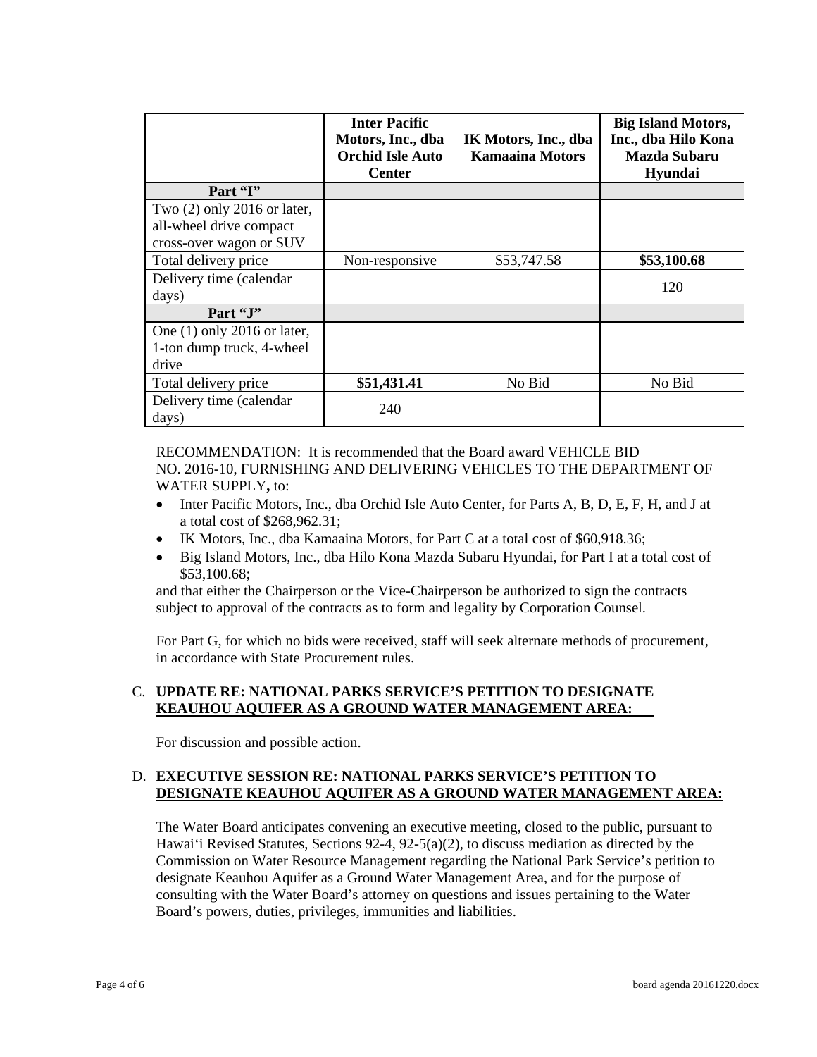| | **Inter Pacific Motors, Inc., dba Orchid Isle Auto Center** | **IK Motors, Inc., dba Kamaaina Motors** | **Big Island Motors, Inc., dba Hilo Kona Mazda Subaru Hyundai** |
|---|---|---|---|
| **Part "I"** | | | |
| Two (2) only 2016 or later, all-wheel drive compact cross-over wagon or SUV | | | |
| Total delivery price | Non-responsive | $53,747.58 | **$53,100.68** |
| Delivery time (calendar days) | | | 120 |
| **Part "J"** | | | |
| One (1) only 2016 or later, 1-ton dump truck, 4-wheel drive | | | |
| Total delivery price | **$51,431.41** | No Bid | No Bid |
| Delivery time (calendar days) | 240 | | |

RECOMMENDATION: It is recommended that the Board award VEHICLE BID NO. 2016-10, FURNISHING AND DELIVERING VEHICLES TO THE DEPARTMENT OF WATER SUPPLY**,** to:

- Inter Pacific Motors, Inc., dba Orchid Isle Auto Center, for Parts A, B, D, E, F, H, and J at a total cost of $268,962.31;
- IK Motors, Inc., dba Kamaaina Motors, for Part C at a total cost of $60,918.36;
- Big Island Motors, Inc., dba Hilo Kona Mazda Subaru Hyundai, for Part I at a total cost of $53,100.68;

and that either the Chairperson or the Vice-Chairperson be authorized to sign the contracts subject to approval of the contracts as to form and legality by Corporation Counsel.

For Part G, for which no bids were received, staff will seek alternate methods of procurement, in accordance with State Procurement rules.

C. **UPDATE RE: NATIONAL PARKS SERVICE'S PETITION TO DESIGNATE KEAUHOU AQUIFER AS A GROUND WATER MANAGEMENT AREA:**

For discussion and possible action.

D. **EXECUTIVE SESSION RE: NATIONAL PARKS SERVICE'S PETITION TO DESIGNATE KEAUHOU AQUIFER AS A GROUND WATER MANAGEMENT AREA:**

The Water Board anticipates convening an executive meeting, closed to the public, pursuant to Hawai'i Revised Statutes, Sections 92-4, 92-5(a)(2), to discuss mediation as directed by the Commission on Water Resource Management regarding the National Park Service's petition to designate Keauhou Aquifer as a Ground Water Management Area, and for the purpose of consulting with the Water Board's attorney on questions and issues pertaining to the Water Board's powers, duties, privileges, immunities and liabilities.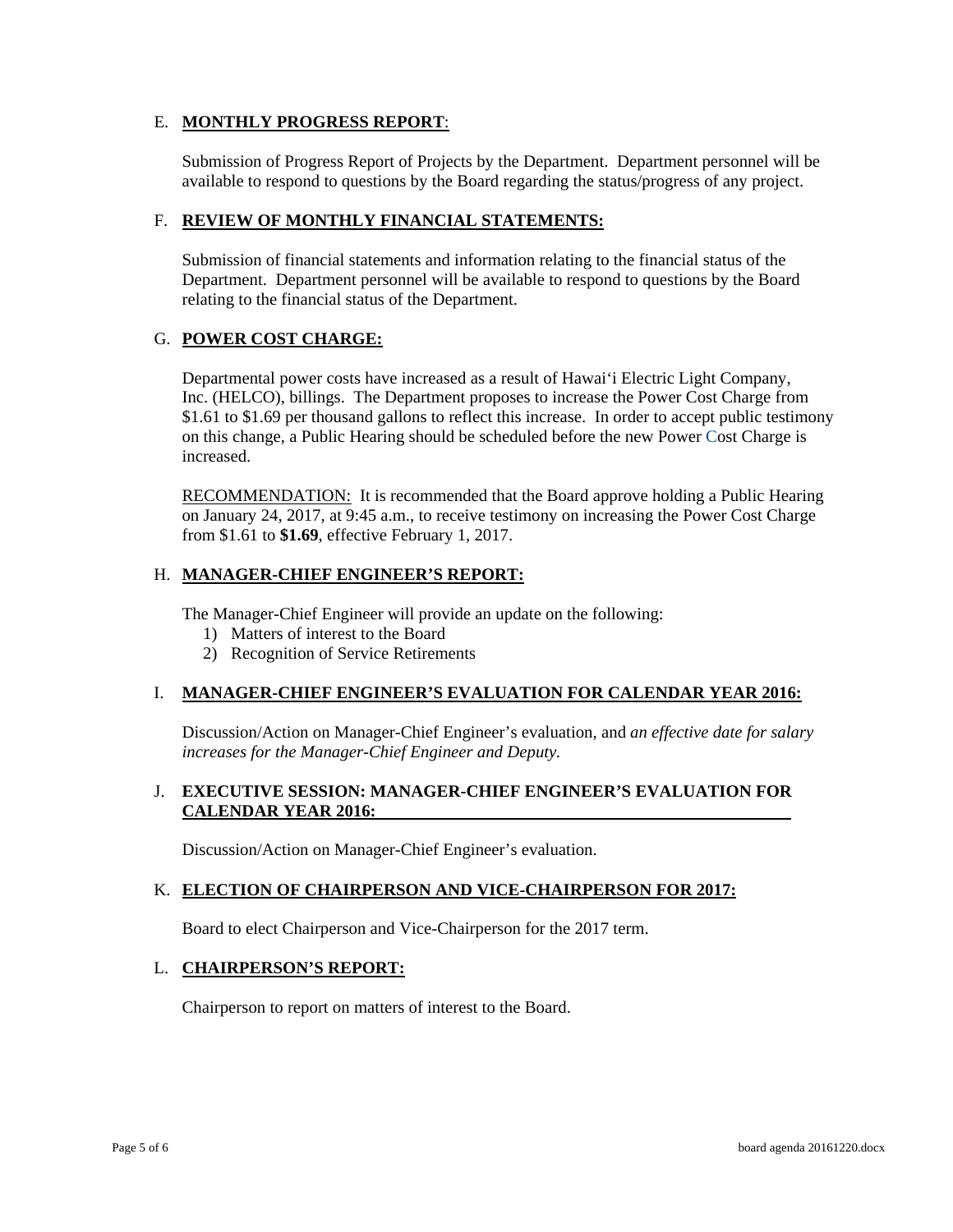E. **MONTHLY PROGRESS REPORT**:

Submission of Progress Report of Projects by the Department. Department personnel will be available to respond to questions by the Board regarding the status/progress of any project.

F. **REVIEW OF MONTHLY FINANCIAL STATEMENTS:**

Submission of financial statements and information relating to the financial status of the Department. Department personnel will be available to respond to questions by the Board relating to the financial status of the Department.

G. **POWER COST CHARGE:**

Departmental power costs have increased as a result of Hawaiʻi Electric Light Company, Inc. (HELCO), billings. The Department proposes to increase the Power Cost Charge from $1.61 to $1.69 per thousand gallons to reflect this increase. In order to accept public testimony on this change, a Public Hearing should be scheduled before the new Power Cost Charge is increased.

RECOMMENDATION: It is recommended that the Board approve holding a Public Hearing on January 24, 2017, at 9:45 a.m., to receive testimony on increasing the Power Cost Charge from $1.61 to **$1.69**, effective February 1, 2017.

H. **MANAGER-CHIEF ENGINEER'S REPORT:**

The Manager-Chief Engineer will provide an update on the following:

1) Matters of interest to the Board
2) Recognition of Service Retirements

I. **MANAGER-CHIEF ENGINEER'S EVALUATION FOR CALENDAR YEAR 2016:**

Discussion/Action on Manager-Chief Engineer's evaluation, and *an effective date for salary increases for the Manager-Chief Engineer and Deputy.*

J. **EXECUTIVE SESSION: MANAGER-CHIEF ENGINEER'S EVALUATION FOR CALENDAR YEAR 2016:**

Discussion/Action on Manager-Chief Engineer's evaluation.

K. **ELECTION OF CHAIRPERSON AND VICE-CHAIRPERSON FOR 2017:**

Board to elect Chairperson and Vice-Chairperson for the 2017 term.

L. **CHAIRPERSON'S REPORT:**

Chairperson to report on matters of interest to the Board.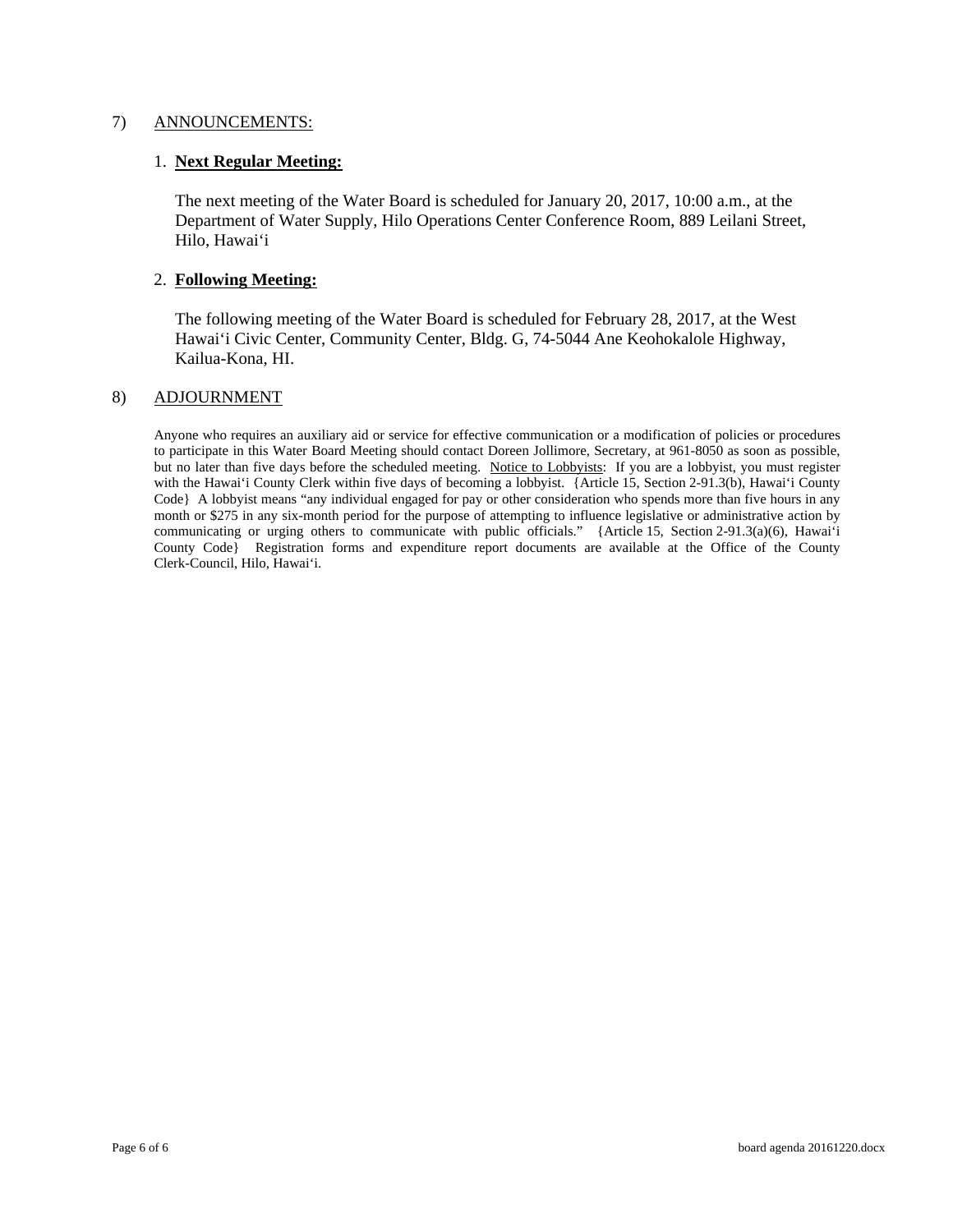7) <u>ANNOUNCEMENTS:</u>

1. **<u>Next Regular Meeting:</u>**

   The next meeting of the Water Board is scheduled for January 20, 2017, 10:00 a.m., at the Department of Water Supply, Hilo Operations Center Conference Room, 889 Leilani Street, Hilo, Hawaiʻi

2. **<u>Following Meeting:</u>**

   The following meeting of the Water Board is scheduled for February 28, 2017, at the West Hawaiʻi Civic Center, Community Center, Bldg. G, 74-5044 Ane Keohokalole Highway, Kailua-Kona, HI.

8) <u>ADJOURNMENT</u>

Anyone who requires an auxiliary aid or service for effective communication or a modification of policies or procedures to participate in this Water Board Meeting should contact Doreen Jollimore, Secretary, at 961-8050 as soon as possible, but no later than five days before the scheduled meeting. <u>Notice to Lobbyists</u>: If you are a lobbyist, you must register with the Hawaiʻi County Clerk within five days of becoming a lobbyist. {Article 15, Section 2-91.3(b), Hawaiʻi County Code} A lobbyist means "any individual engaged for pay or other consideration who spends more than five hours in any month or $275 in any six-month period for the purpose of attempting to influence legislative or administrative action by communicating or urging others to communicate with public officials." {Article 15, Section 2-91.3(a)(6), Hawaiʻi County Code} Registration forms and expenditure report documents are available at the Office of the County Clerk-Council, Hilo, Hawaiʻi.